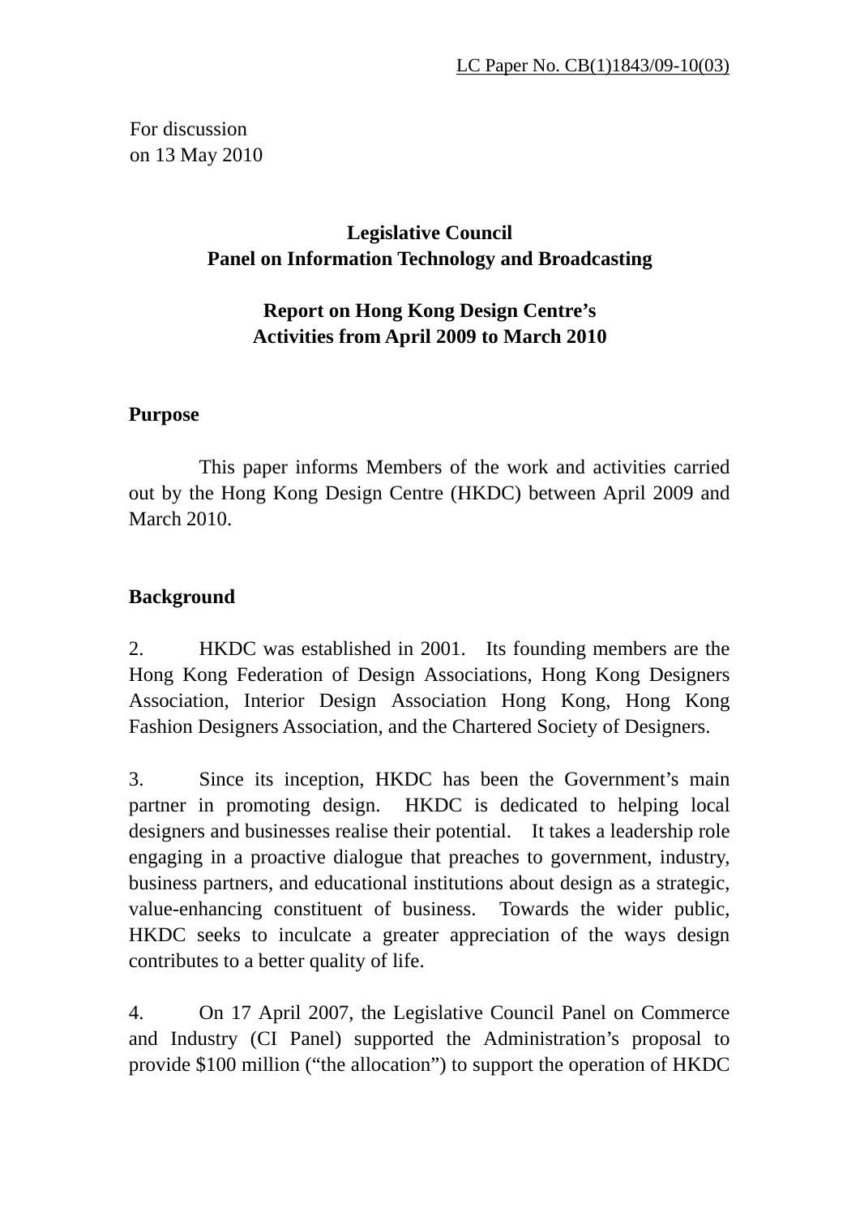LC Paper No. CB(1)1843/09-10(03)

For discussion
on 13 May 2010

**Legislative Council**
**Panel on Information Technology and Broadcasting**

**Report on Hong Kong Design Centre's**
**Activities from April 2009 to March 2010**

## Purpose

This paper informs Members of the work and activities carried out by the Hong Kong Design Centre (HKDC) between April 2009 and March 2010.

## Background

2. HKDC was established in 2001. Its founding members are the Hong Kong Federation of Design Associations, Hong Kong Designers Association, Interior Design Association Hong Kong, Hong Kong Fashion Designers Association, and the Chartered Society of Designers.

3. Since its inception, HKDC has been the Government's main partner in promoting design. HKDC is dedicated to helping local designers and businesses realise their potential. It takes a leadership role engaging in a proactive dialogue that preaches to government, industry, business partners, and educational institutions about design as a strategic, value-enhancing constituent of business. Towards the wider public, HKDC seeks to inculcate a greater appreciation of the ways design contributes to a better quality of life.

4. On 17 April 2007, the Legislative Council Panel on Commerce and Industry (CI Panel) supported the Administration's proposal to provide $100 million ("the allocation") to support the operation of HKDC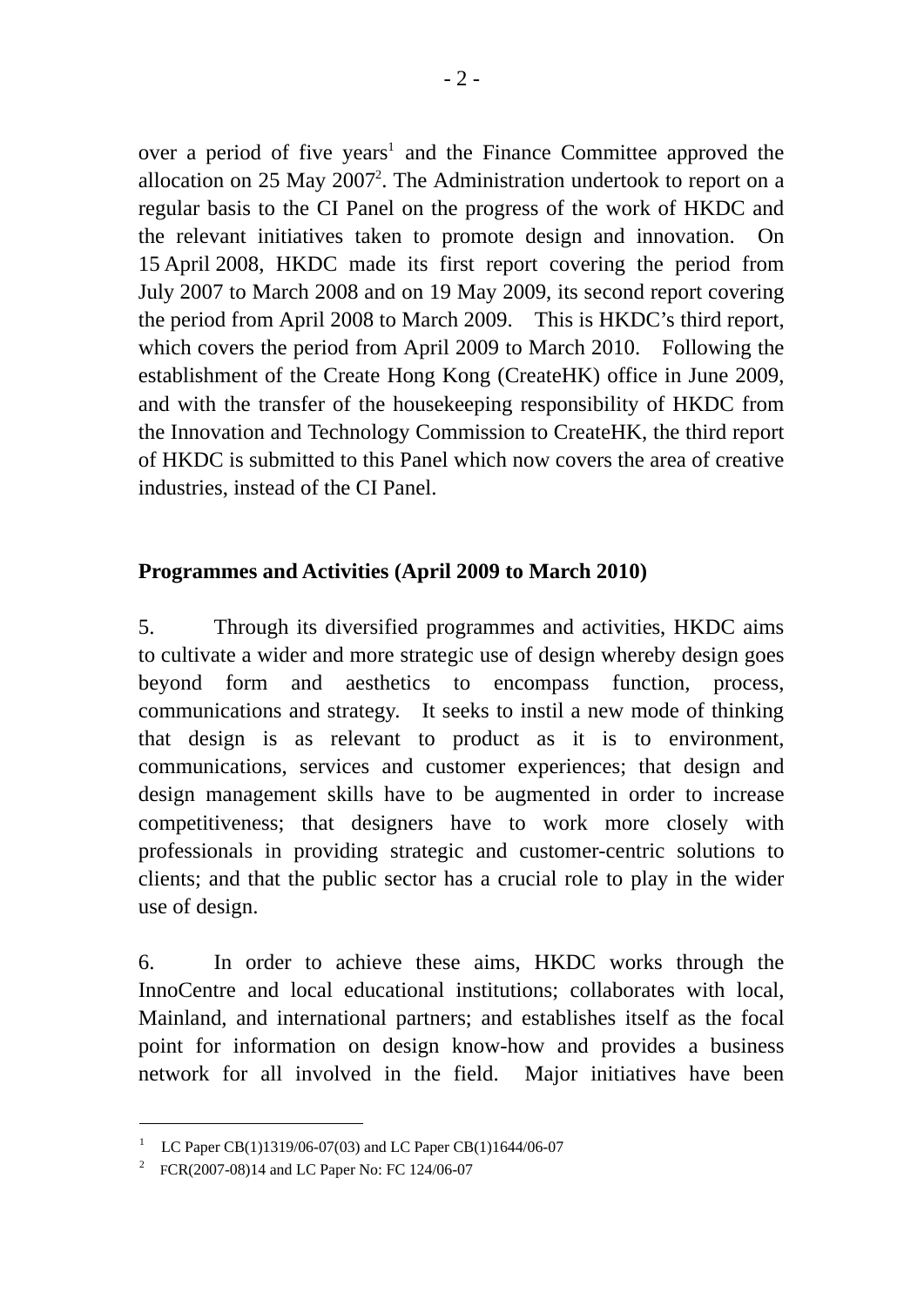over a period of five years[1] and the Finance Committee approved the allocation on 25 May 2007[2]. The Administration undertook to report on a regular basis to the CI Panel on the progress of the work of HKDC and the relevant initiatives taken to promote design and innovation. On 15 April 2008, HKDC made its first report covering the period from July 2007 to March 2008 and on 19 May 2009, its second report covering the period from April 2008 to March 2009. This is HKDC's third report, which covers the period from April 2009 to March 2010. Following the establishment of the Create Hong Kong (CreateHK) office in June 2009, and with the transfer of the housekeeping responsibility of HKDC from the Innovation and Technology Commission to CreateHK, the third report of HKDC is submitted to this Panel which now covers the area of creative industries, instead of the CI Panel.

**Programmes and Activities (April 2009 to March 2010)**

5. Through its diversified programmes and activities, HKDC aims to cultivate a wider and more strategic use of design whereby design goes beyond form and aesthetics to encompass function, process, communications and strategy. It seeks to instil a new mode of thinking that design is as relevant to product as it is to environment, communications, services and customer experiences; that design and design management skills have to be augmented in order to increase competitiveness; that designers have to work more closely with professionals in providing strategic and customer-centric solutions to clients; and that the public sector has a crucial role to play in the wider use of design.

6. In order to achieve these aims, HKDC works through the InnoCentre and local educational institutions; collaborates with local, Mainland, and international partners; and establishes itself as the focal point for information on design know-how and provides a business network for all involved in the field. Major initiatives have been

---

[1] LC Paper CB(1)1319/06-07(03) and LC Paper CB(1)1644/06-07

[2] FCR(2007-08)14 and LC Paper No: FC 124/06-07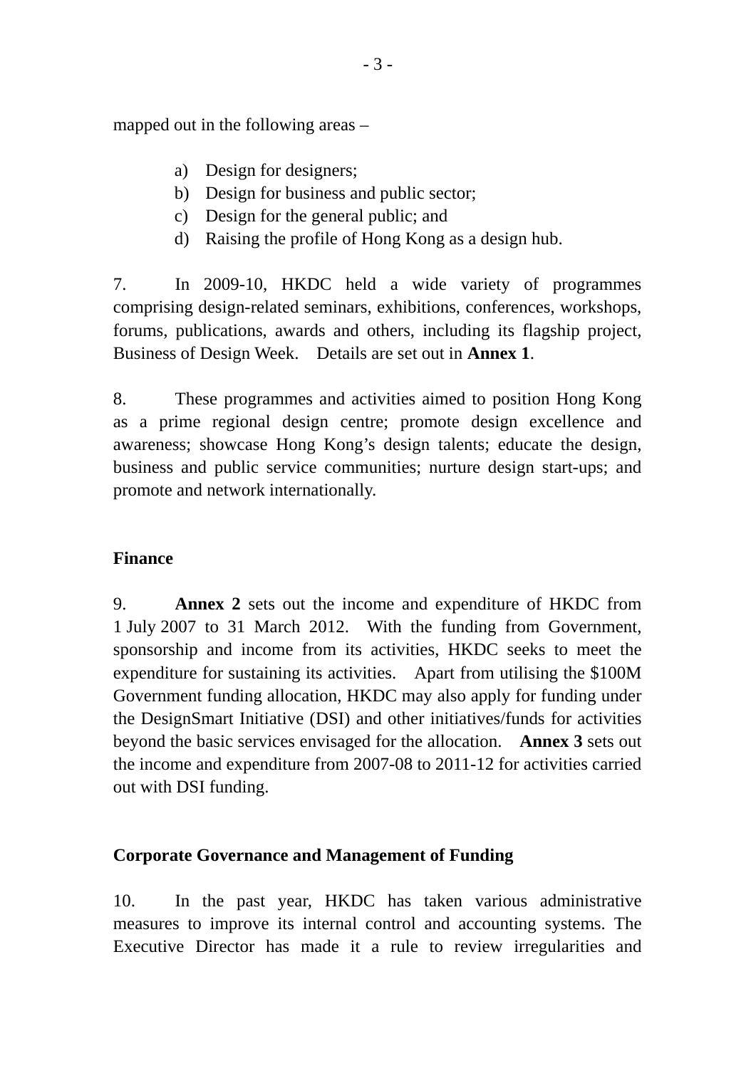mapped out in the following areas –

a) Design for designers;
b) Design for business and public sector;
c) Design for the general public; and
d) Raising the profile of Hong Kong as a design hub.

7. In 2009-10, HKDC held a wide variety of programmes comprising design-related seminars, exhibitions, conferences, workshops, forums, publications, awards and others, including its flagship project, Business of Design Week. Details are set out in **Annex 1**.

8. These programmes and activities aimed to position Hong Kong as a prime regional design centre; promote design excellence and awareness; showcase Hong Kong's design talents; educate the design, business and public service communities; nurture design start-ups; and promote and network internationally.

**Finance**

9. **Annex 2** sets out the income and expenditure of HKDC from 1 July 2007 to 31 March 2012. With the funding from Government, sponsorship and income from its activities, HKDC seeks to meet the expenditure for sustaining its activities. Apart from utilising the $100M Government funding allocation, HKDC may also apply for funding under the DesignSmart Initiative (DSI) and other initiatives/funds for activities beyond the basic services envisaged for the allocation. **Annex 3** sets out the income and expenditure from 2007-08 to 2011-12 for activities carried out with DSI funding.

**Corporate Governance and Management of Funding**

10. In the past year, HKDC has taken various administrative measures to improve its internal control and accounting systems. The Executive Director has made it a rule to review irregularities and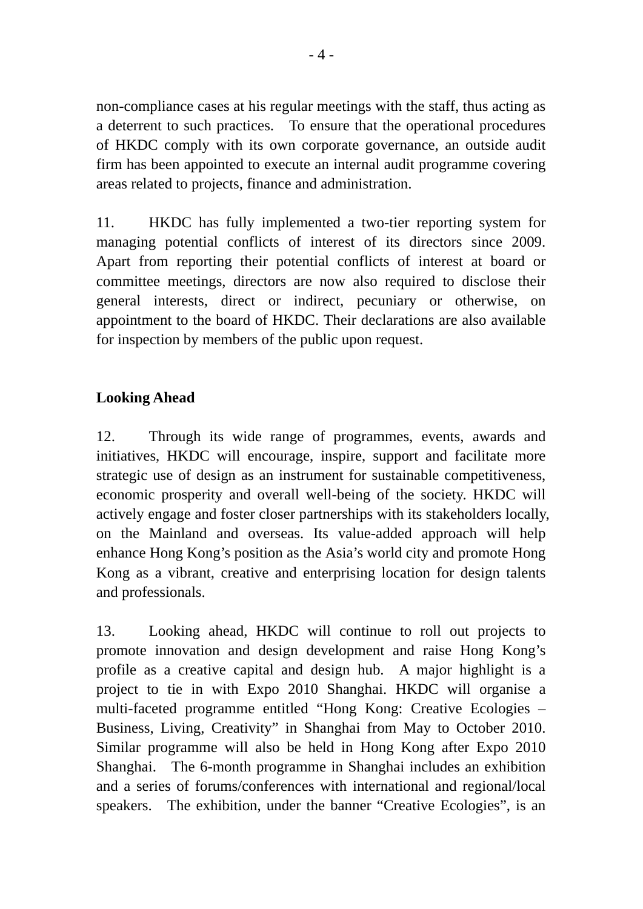non-compliance cases at his regular meetings with the staff, thus acting as a deterrent to such practices. To ensure that the operational procedures of HKDC comply with its own corporate governance, an outside audit firm has been appointed to execute an internal audit programme covering areas related to projects, finance and administration.

11. HKDC has fully implemented a two-tier reporting system for managing potential conflicts of interest of its directors since 2009. Apart from reporting their potential conflicts of interest at board or committee meetings, directors are now also required to disclose their general interests, direct or indirect, pecuniary or otherwise, on appointment to the board of HKDC. Their declarations are also available for inspection by members of the public upon request.

**Looking Ahead**

12. Through its wide range of programmes, events, awards and initiatives, HKDC will encourage, inspire, support and facilitate more strategic use of design as an instrument for sustainable competitiveness, economic prosperity and overall well-being of the society. HKDC will actively engage and foster closer partnerships with its stakeholders locally, on the Mainland and overseas. Its value-added approach will help enhance Hong Kong's position as the Asia's world city and promote Hong Kong as a vibrant, creative and enterprising location for design talents and professionals.

13. Looking ahead, HKDC will continue to roll out projects to promote innovation and design development and raise Hong Kong's profile as a creative capital and design hub. A major highlight is a project to tie in with Expo 2010 Shanghai. HKDC will organise a multi-faceted programme entitled "Hong Kong: Creative Ecologies – Business, Living, Creativity" in Shanghai from May to October 2010. Similar programme will also be held in Hong Kong after Expo 2010 Shanghai. The 6-month programme in Shanghai includes an exhibition and a series of forums/conferences with international and regional/local speakers. The exhibition, under the banner "Creative Ecologies", is an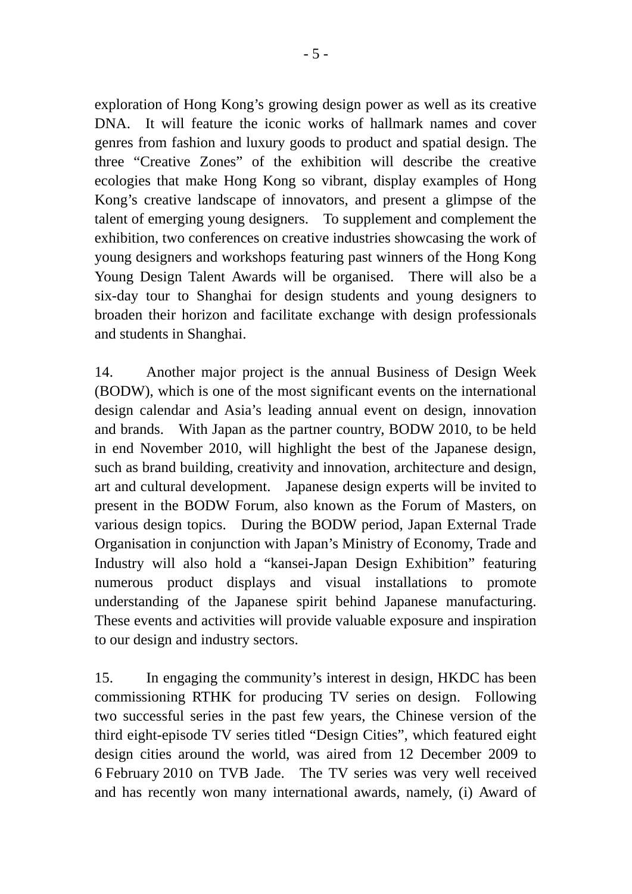exploration of Hong Kong's growing design power as well as its creative DNA. It will feature the iconic works of hallmark names and cover genres from fashion and luxury goods to product and spatial design. The three "Creative Zones" of the exhibition will describe the creative ecologies that make Hong Kong so vibrant, display examples of Hong Kong's creative landscape of innovators, and present a glimpse of the talent of emerging young designers. To supplement and complement the exhibition, two conferences on creative industries showcasing the work of young designers and workshops featuring past winners of the Hong Kong Young Design Talent Awards will be organised. There will also be a six-day tour to Shanghai for design students and young designers to broaden their horizon and facilitate exchange with design professionals and students in Shanghai.

14. Another major project is the annual Business of Design Week (BODW), which is one of the most significant events on the international design calendar and Asia's leading annual event on design, innovation and brands. With Japan as the partner country, BODW 2010, to be held in end November 2010, will highlight the best of the Japanese design, such as brand building, creativity and innovation, architecture and design, art and cultural development. Japanese design experts will be invited to present in the BODW Forum, also known as the Forum of Masters, on various design topics. During the BODW period, Japan External Trade Organisation in conjunction with Japan's Ministry of Economy, Trade and Industry will also hold a "kansei-Japan Design Exhibition" featuring numerous product displays and visual installations to promote understanding of the Japanese spirit behind Japanese manufacturing. These events and activities will provide valuable exposure and inspiration to our design and industry sectors.

15. In engaging the community's interest in design, HKDC has been commissioning RTHK for producing TV series on design. Following two successful series in the past few years, the Chinese version of the third eight-episode TV series titled "Design Cities", which featured eight design cities around the world, was aired from 12 December 2009 to 6 February 2010 on TVB Jade. The TV series was very well received and has recently won many international awards, namely, (i) Award of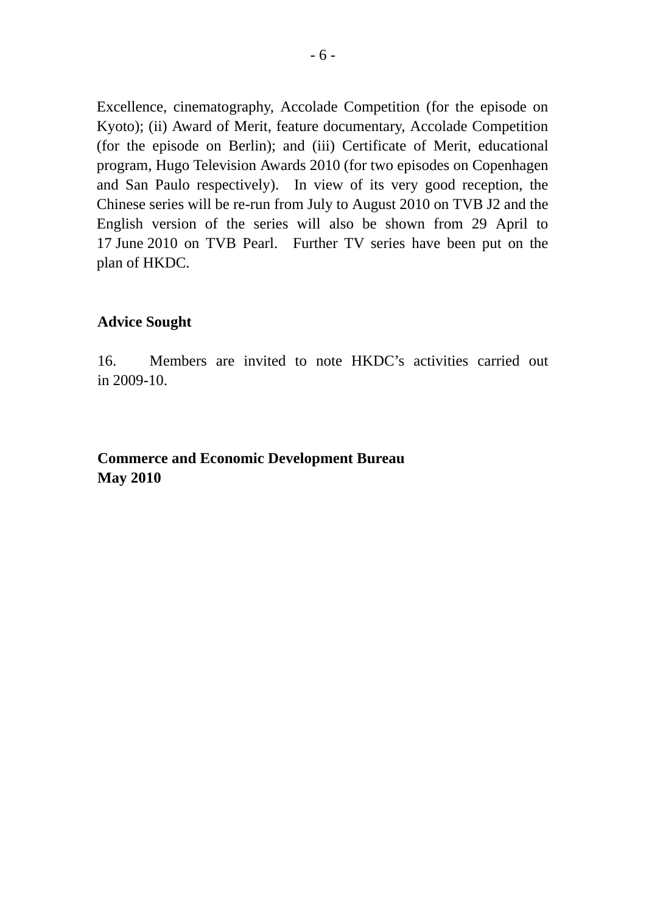Excellence, cinematography, Accolade Competition (for the episode on Kyoto); (ii) Award of Merit, feature documentary, Accolade Competition (for the episode on Berlin); and (iii) Certificate of Merit, educational program, Hugo Television Awards 2010 (for two episodes on Copenhagen and San Paulo respectively). In view of its very good reception, the Chinese series will be re-run from July to August 2010 on TVB J2 and the English version of the series will also be shown from 29 April to 17 June 2010 on TVB Pearl. Further TV series have been put on the plan of HKDC.

**Advice Sought**

16. Members are invited to note HKDC's activities carried out in 2009-10.

**Commerce and Economic Development Bureau**
**May 2010**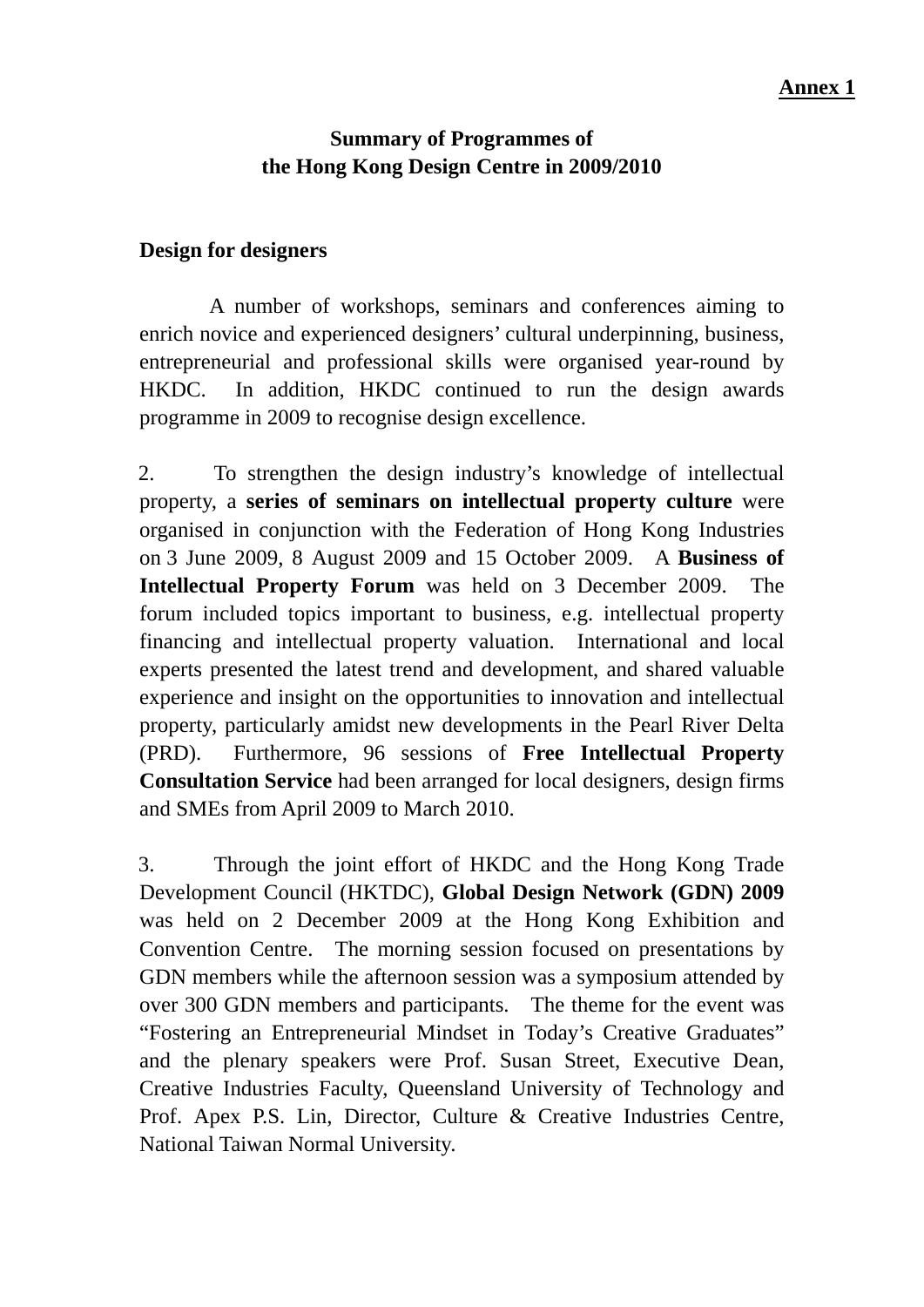**Annex 1**

# Summary of Programmes of the Hong Kong Design Centre in 2009/2010

## Design for designers

A number of workshops, seminars and conferences aiming to enrich novice and experienced designers' cultural underpinning, business, entrepreneurial and professional skills were organised year-round by HKDC. In addition, HKDC continued to run the design awards programme in 2009 to recognise design excellence.

2. To strengthen the design industry's knowledge of intellectual property, a **series of seminars on intellectual property culture** were organised in conjunction with the Federation of Hong Kong Industries on 3 June 2009, 8 August 2009 and 15 October 2009. A **Business of Intellectual Property Forum** was held on 3 December 2009. The forum included topics important to business, e.g. intellectual property financing and intellectual property valuation. International and local experts presented the latest trend and development, and shared valuable experience and insight on the opportunities to innovation and intellectual property, particularly amidst new developments in the Pearl River Delta (PRD). Furthermore, 96 sessions of **Free Intellectual Property Consultation Service** had been arranged for local designers, design firms and SMEs from April 2009 to March 2010.

3. Through the joint effort of HKDC and the Hong Kong Trade Development Council (HKTDC), **Global Design Network (GDN) 2009** was held on 2 December 2009 at the Hong Kong Exhibition and Convention Centre. The morning session focused on presentations by GDN members while the afternoon session was a symposium attended by over 300 GDN members and participants. The theme for the event was "Fostering an Entrepreneurial Mindset in Today's Creative Graduates" and the plenary speakers were Prof. Susan Street, Executive Dean, Creative Industries Faculty, Queensland University of Technology and Prof. Apex P.S. Lin, Director, Culture & Creative Industries Centre, National Taiwan Normal University.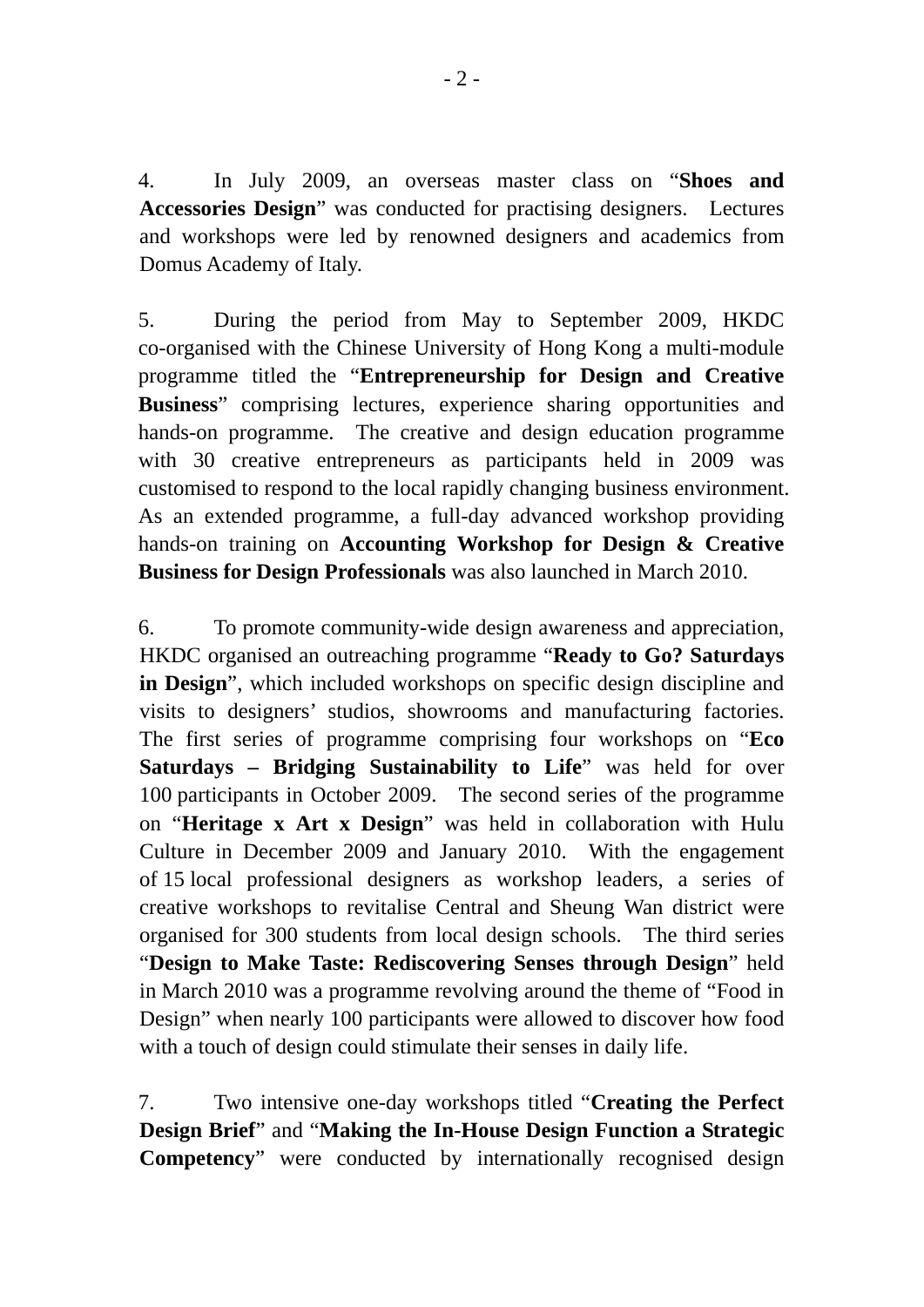4. In July 2009, an overseas master class on "**Shoes and Accessories Design**" was conducted for practising designers. Lectures and workshops were led by renowned designers and academics from Domus Academy of Italy.

5. During the period from May to September 2009, HKDC co-organised with the Chinese University of Hong Kong a multi-module programme titled the "**Entrepreneurship for Design and Creative Business**" comprising lectures, experience sharing opportunities and hands-on programme. The creative and design education programme with 30 creative entrepreneurs as participants held in 2009 was customised to respond to the local rapidly changing business environment. As an extended programme, a full-day advanced workshop providing hands-on training on **Accounting Workshop for Design & Creative Business for Design Professionals** was also launched in March 2010.

6. To promote community-wide design awareness and appreciation, HKDC organised an outreaching programme "**Ready to Go? Saturdays in Design**", which included workshops on specific design discipline and visits to designers' studios, showrooms and manufacturing factories. The first series of programme comprising four workshops on "**Eco Saturdays – Bridging Sustainability to Life**" was held for over 100 participants in October 2009. The second series of the programme on "**Heritage x Art x Design**" was held in collaboration with Hulu Culture in December 2009 and January 2010. With the engagement of 15 local professional designers as workshop leaders, a series of creative workshops to revitalise Central and Sheung Wan district were organised for 300 students from local design schools. The third series "**Design to Make Taste: Rediscovering Senses through Design**" held in March 2010 was a programme revolving around the theme of "Food in Design" when nearly 100 participants were allowed to discover how food with a touch of design could stimulate their senses in daily life.

7. Two intensive one-day workshops titled "**Creating the Perfect Design Brief**" and "**Making the In-House Design Function a Strategic Competency**" were conducted by internationally recognised design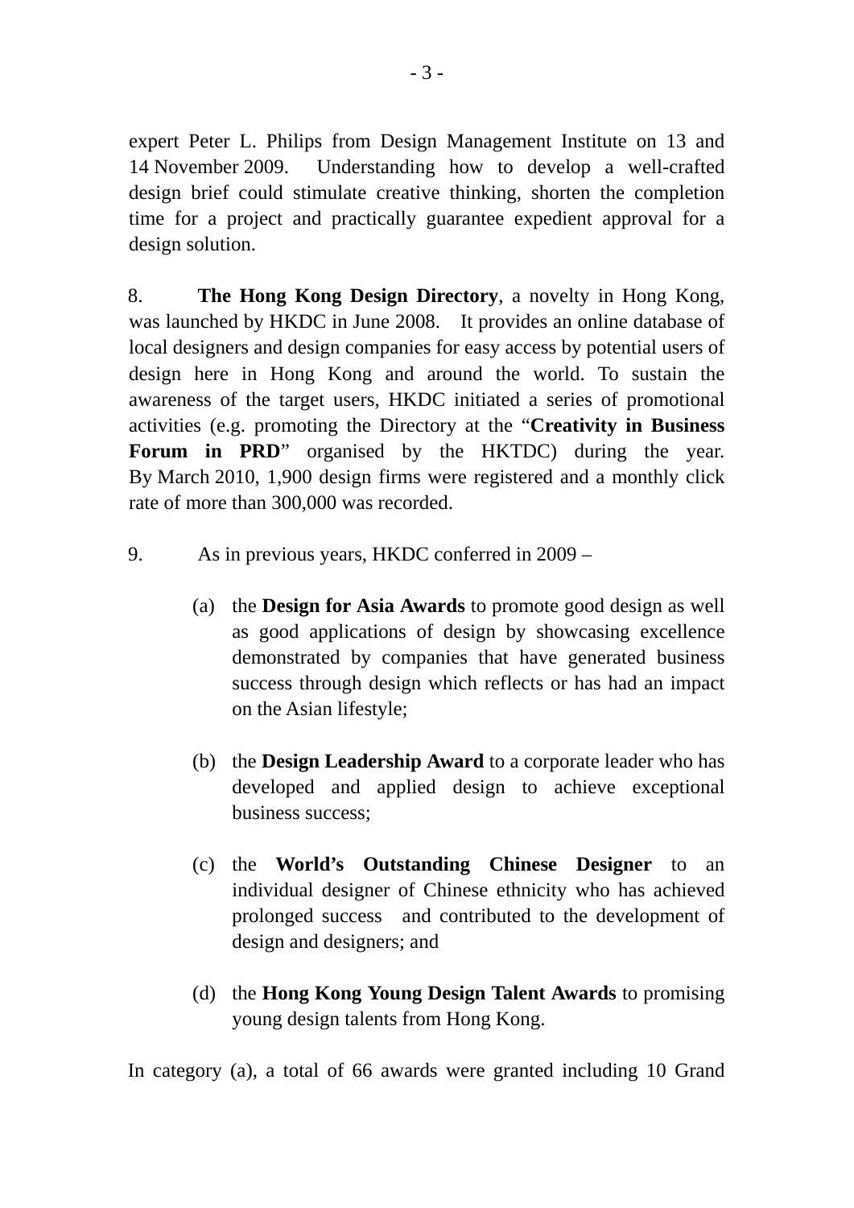expert Peter L. Philips from Design Management Institute on 13 and 14 November 2009. Understanding how to develop a well-crafted design brief could stimulate creative thinking, shorten the completion time for a project and practically guarantee expedient approval for a design solution.

8. **The Hong Kong Design Directory**, a novelty in Hong Kong, was launched by HKDC in June 2008. It provides an online database of local designers and design companies for easy access by potential users of design here in Hong Kong and around the world. To sustain the awareness of the target users, HKDC initiated a series of promotional activities (e.g. promoting the Directory at the "**Creativity in Business Forum in PRD**" organised by the HKTDC) during the year. By March 2010, 1,900 design firms were registered and a monthly click rate of more than 300,000 was recorded.

9. As in previous years, HKDC conferred in 2009 –

(a) the **Design for Asia Awards** to promote good design as well as good applications of design by showcasing excellence demonstrated by companies that have generated business success through design which reflects or has had an impact on the Asian lifestyle;

(b) the **Design Leadership Award** to a corporate leader who has developed and applied design to achieve exceptional business success;

(c) the **World's Outstanding Chinese Designer** to an individual designer of Chinese ethnicity who has achieved prolonged success and contributed to the development of design and designers; and

(d) the **Hong Kong Young Design Talent Awards** to promising young design talents from Hong Kong.

In category (a), a total of 66 awards were granted including 10 Grand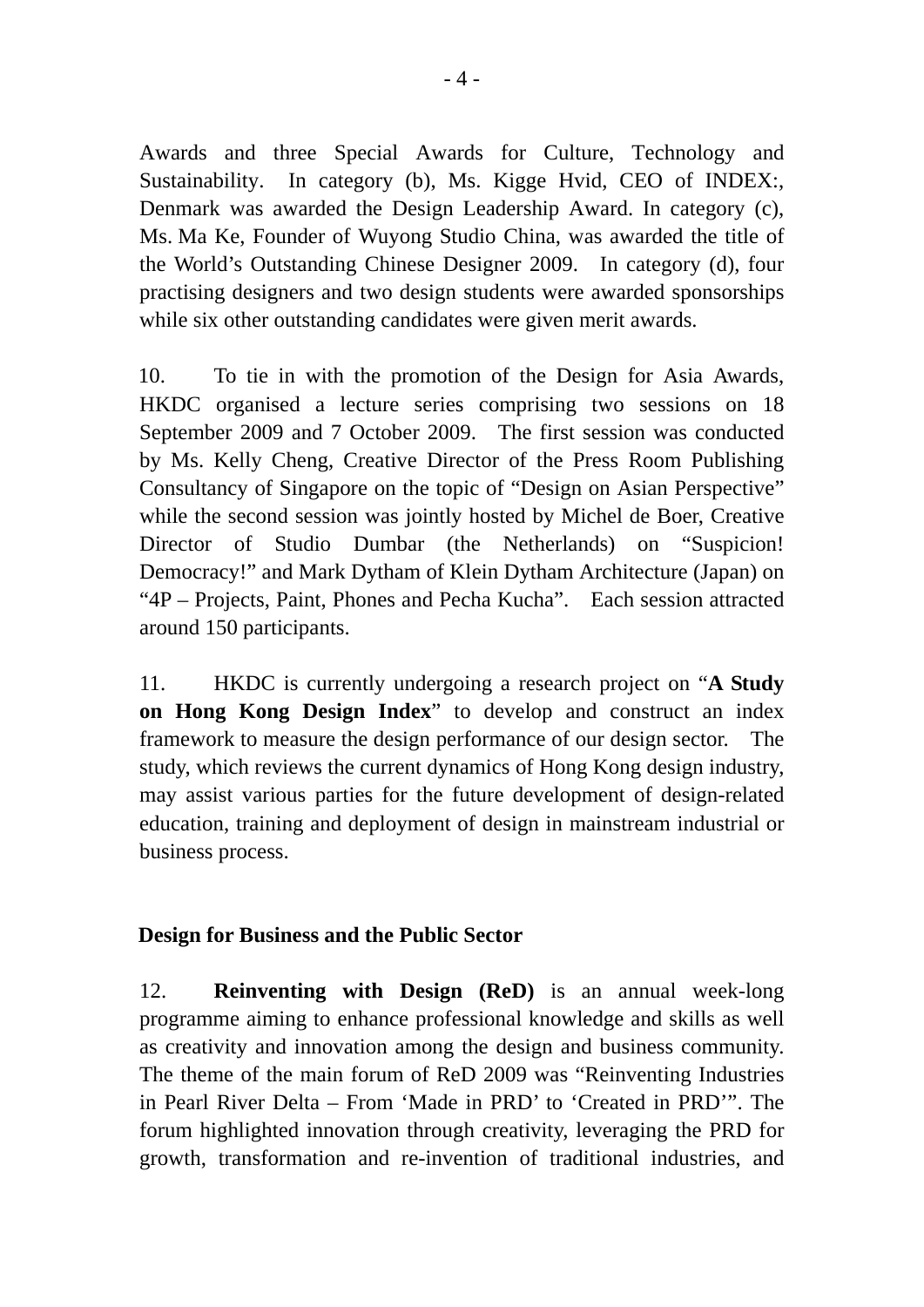Awards and three Special Awards for Culture, Technology and Sustainability. In category (b), Ms. Kigge Hvid, CEO of INDEX:, Denmark was awarded the Design Leadership Award. In category (c), Ms. Ma Ke, Founder of Wuyong Studio China, was awarded the title of the World's Outstanding Chinese Designer 2009. In category (d), four practising designers and two design students were awarded sponsorships while six other outstanding candidates were given merit awards.

10. To tie in with the promotion of the Design for Asia Awards, HKDC organised a lecture series comprising two sessions on 18 September 2009 and 7 October 2009. The first session was conducted by Ms. Kelly Cheng, Creative Director of the Press Room Publishing Consultancy of Singapore on the topic of "Design on Asian Perspective" while the second session was jointly hosted by Michel de Boer, Creative Director of Studio Dumbar (the Netherlands) on "Suspicion! Democracy!" and Mark Dytham of Klein Dytham Architecture (Japan) on "4P – Projects, Paint, Phones and Pecha Kucha". Each session attracted around 150 participants.

11. HKDC is currently undergoing a research project on "**A Study on Hong Kong Design Index**" to develop and construct an index framework to measure the design performance of our design sector. The study, which reviews the current dynamics of Hong Kong design industry, may assist various parties for the future development of design-related education, training and deployment of design in mainstream industrial or business process.

**Design for Business and the Public Sector**

12. **Reinventing with Design (ReD)** is an annual week-long programme aiming to enhance professional knowledge and skills as well as creativity and innovation among the design and business community. The theme of the main forum of ReD 2009 was "Reinventing Industries in Pearl River Delta – From 'Made in PRD' to 'Created in PRD'". The forum highlighted innovation through creativity, leveraging the PRD for growth, transformation and re-invention of traditional industries, and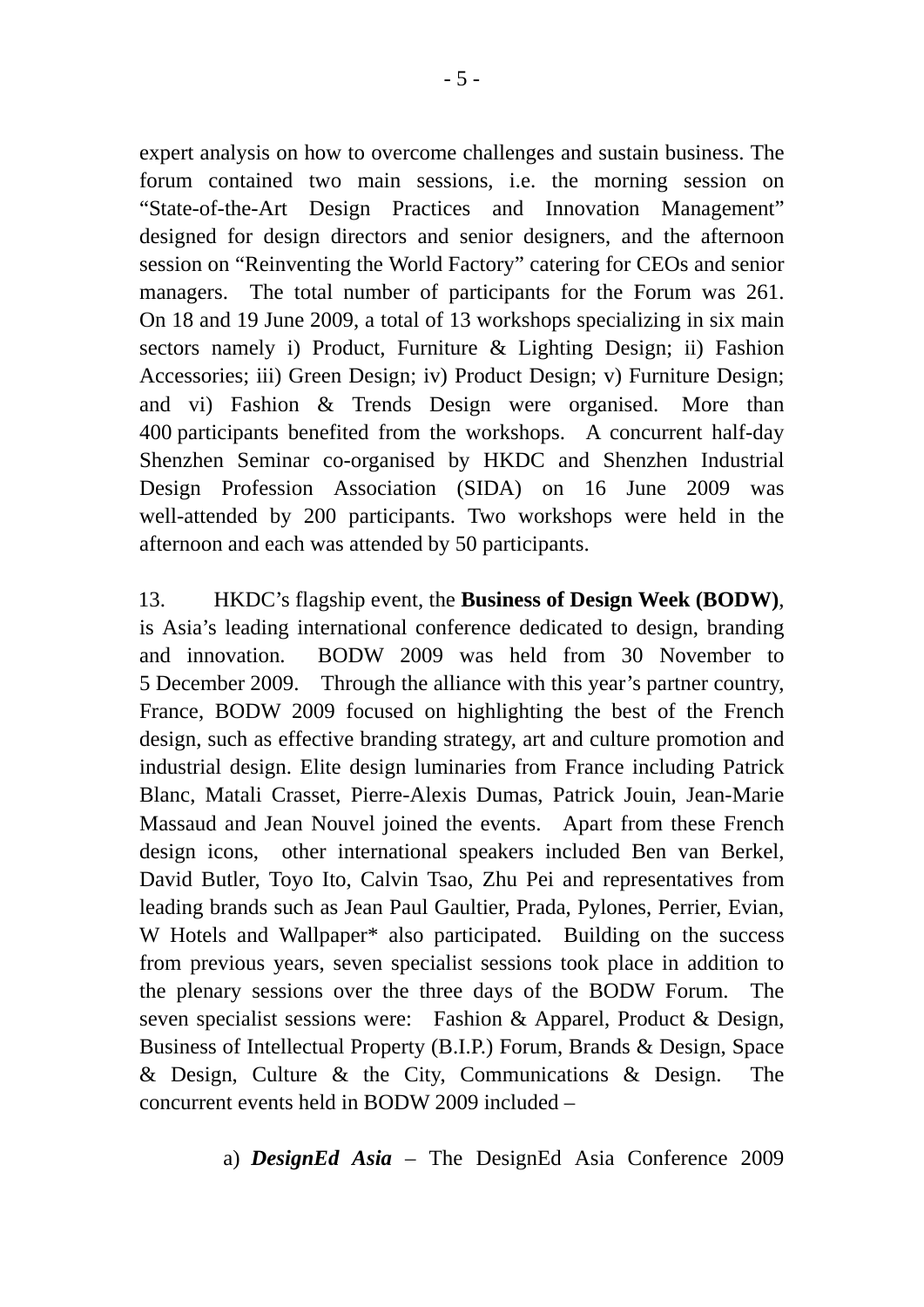expert analysis on how to overcome challenges and sustain business. The forum contained two main sessions, i.e. the morning session on "State-of-the-Art Design Practices and Innovation Management" designed for design directors and senior designers, and the afternoon session on "Reinventing the World Factory" catering for CEOs and senior managers. The total number of participants for the Forum was 261. On 18 and 19 June 2009, a total of 13 workshops specializing in six main sectors namely i) Product, Furniture & Lighting Design; ii) Fashion Accessories; iii) Green Design; iv) Product Design; v) Furniture Design; and vi) Fashion & Trends Design were organised. More than 400 participants benefited from the workshops. A concurrent half-day Shenzhen Seminar co-organised by HKDC and Shenzhen Industrial Design Profession Association (SIDA) on 16 June 2009 was well-attended by 200 participants. Two workshops were held in the afternoon and each was attended by 50 participants.

13. HKDC's flagship event, the **Business of Design Week (BODW)**, is Asia's leading international conference dedicated to design, branding and innovation. BODW 2009 was held from 30 November to 5 December 2009. Through the alliance with this year's partner country, France, BODW 2009 focused on highlighting the best of the French design, such as effective branding strategy, art and culture promotion and industrial design. Elite design luminaries from France including Patrick Blanc, Matali Crasset, Pierre-Alexis Dumas, Patrick Jouin, Jean-Marie Massaud and Jean Nouvel joined the events. Apart from these French design icons, other international speakers included Ben van Berkel, David Butler, Toyo Ito, Calvin Tsao, Zhu Pei and representatives from leading brands such as Jean Paul Gaultier, Prada, Pylones, Perrier, Evian, W Hotels and Wallpaper* also participated. Building on the success from previous years, seven specialist sessions took place in addition to the plenary sessions over the three days of the BODW Forum. The seven specialist sessions were: Fashion & Apparel, Product & Design, Business of Intellectual Property (B.I.P.) Forum, Brands & Design, Space & Design, Culture & the City, Communications & Design. The concurrent events held in BODW 2009 included –

a) ***DesignEd Asia*** – The DesignEd Asia Conference 2009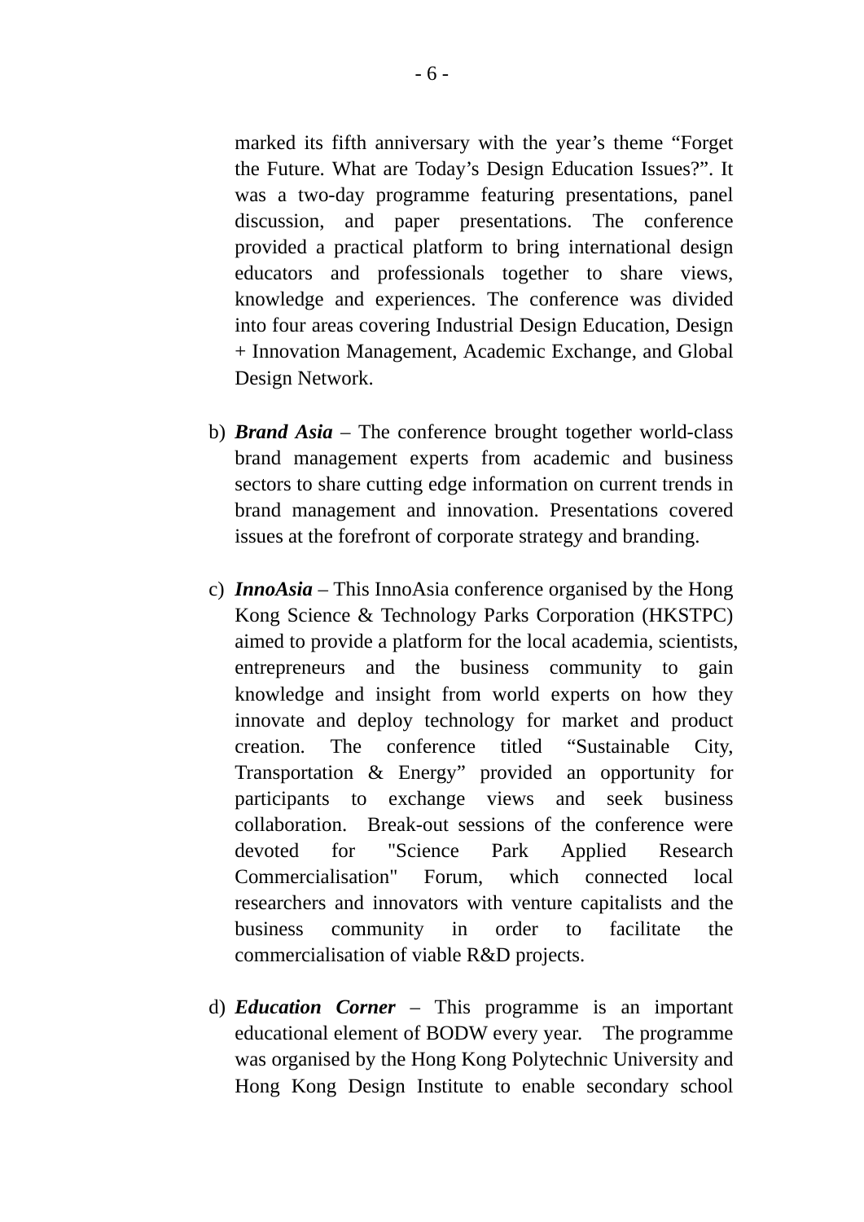marked its fifth anniversary with the year's theme "Forget the Future. What are Today's Design Education Issues?". It was a two-day programme featuring presentations, panel discussion, and paper presentations. The conference provided a practical platform to bring international design educators and professionals together to share views, knowledge and experiences. The conference was divided into four areas covering Industrial Design Education, Design + Innovation Management, Academic Exchange, and Global Design Network.

b) ***Brand Asia*** – The conference brought together world-class brand management experts from academic and business sectors to share cutting edge information on current trends in brand management and innovation. Presentations covered issues at the forefront of corporate strategy and branding.

c) ***InnoAsia*** – This InnoAsia conference organised by the Hong Kong Science & Technology Parks Corporation (HKSTPC) aimed to provide a platform for the local academia, scientists, entrepreneurs and the business community to gain knowledge and insight from world experts on how they innovate and deploy technology for market and product creation. The conference titled "Sustainable City, Transportation & Energy" provided an opportunity for participants to exchange views and seek business collaboration. Break-out sessions of the conference were devoted for "Science Park Applied Research Commercialisation" Forum, which connected local researchers and innovators with venture capitalists and the business community in order to facilitate the commercialisation of viable R&D projects.

d) ***Education Corner*** – This programme is an important educational element of BODW every year. The programme was organised by the Hong Kong Polytechnic University and Hong Kong Design Institute to enable secondary school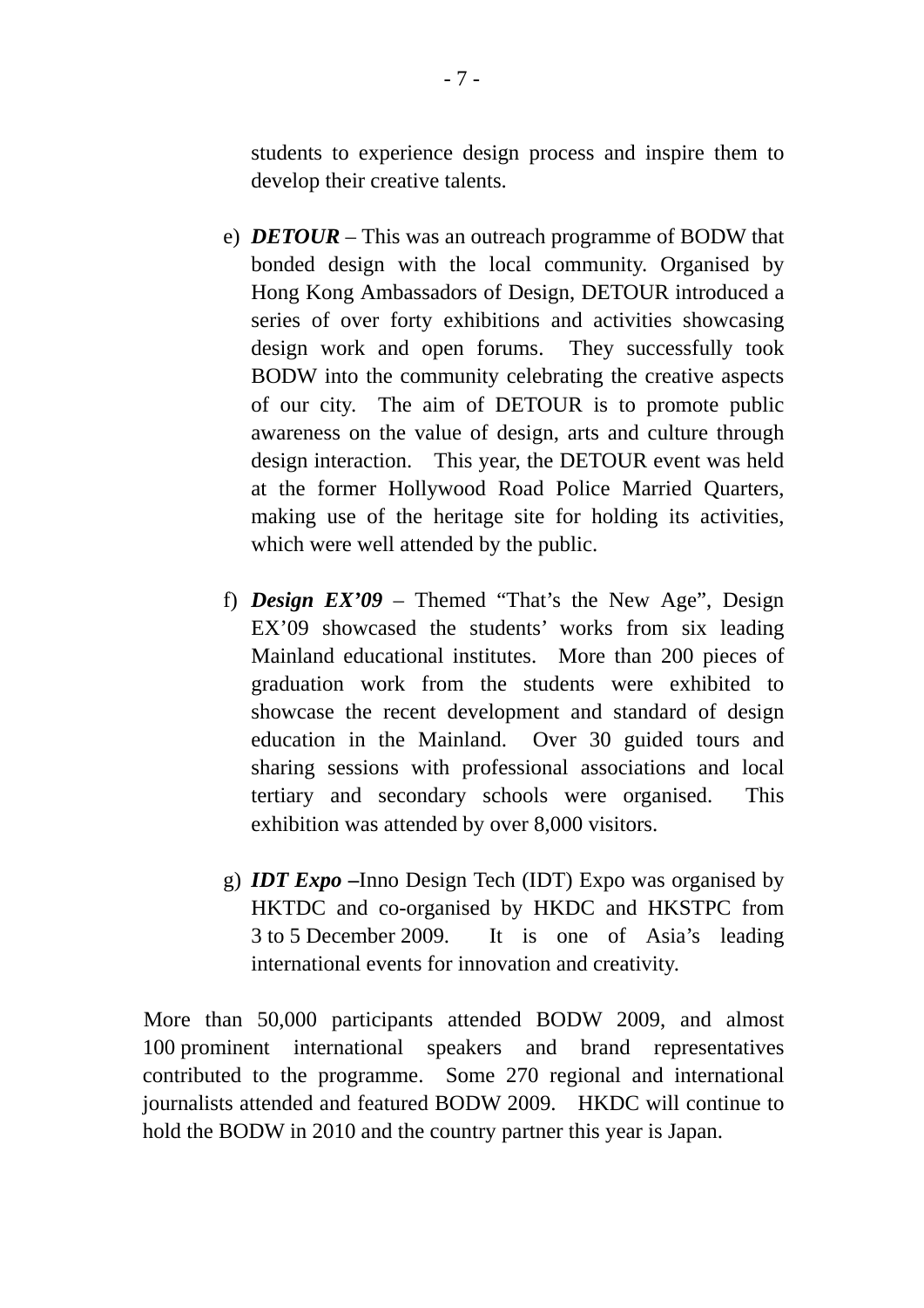students to experience design process and inspire them to develop their creative talents.

e) ***DETOUR*** – This was an outreach programme of BODW that bonded design with the local community. Organised by Hong Kong Ambassadors of Design, DETOUR introduced a series of over forty exhibitions and activities showcasing design work and open forums. They successfully took BODW into the community celebrating the creative aspects of our city. The aim of DETOUR is to promote public awareness on the value of design, arts and culture through design interaction. This year, the DETOUR event was held at the former Hollywood Road Police Married Quarters, making use of the heritage site for holding its activities, which were well attended by the public.

f) ***Design EX'09*** – Themed "That's the New Age", Design EX'09 showcased the students' works from six leading Mainland educational institutes. More than 200 pieces of graduation work from the students were exhibited to showcase the recent development and standard of design education in the Mainland. Over 30 guided tours and sharing sessions with professional associations and local tertiary and secondary schools were organised. This exhibition was attended by over 8,000 visitors.

g) ***IDT Expo*** **–**Inno Design Tech (IDT) Expo was organised by HKTDC and co-organised by HKDC and HKSTPC from 3 to 5 December 2009. It is one of Asia's leading international events for innovation and creativity.

More than 50,000 participants attended BODW 2009, and almost 100 prominent international speakers and brand representatives contributed to the programme. Some 270 regional and international journalists attended and featured BODW 2009. HKDC will continue to hold the BODW in 2010 and the country partner this year is Japan.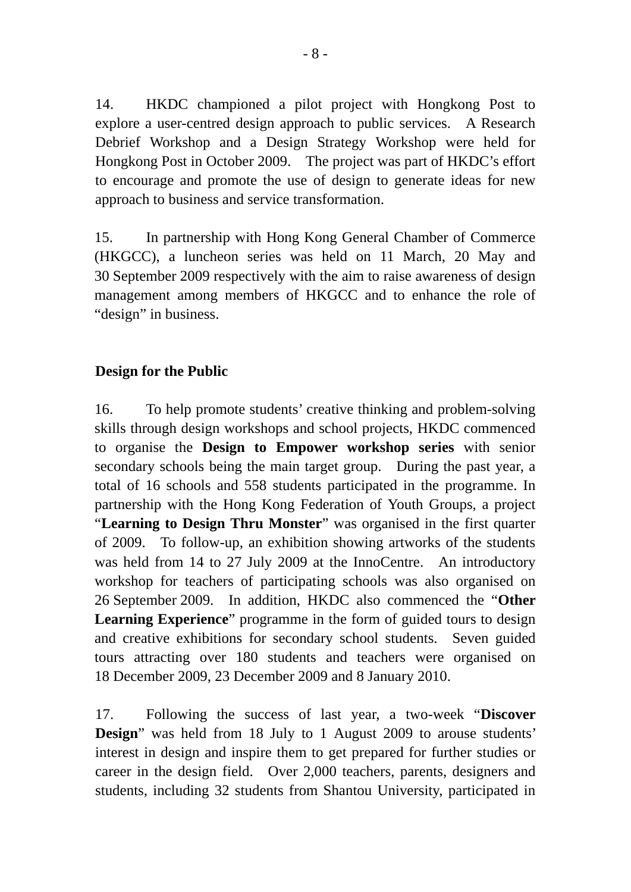14. HKDC championed a pilot project with Hongkong Post to explore a user-centred design approach to public services. A Research Debrief Workshop and a Design Strategy Workshop were held for Hongkong Post in October 2009. The project was part of HKDC's effort to encourage and promote the use of design to generate ideas for new approach to business and service transformation.

15. In partnership with Hong Kong General Chamber of Commerce (HKGCC), a luncheon series was held on 11 March, 20 May and 30 September 2009 respectively with the aim to raise awareness of design management among members of HKGCC and to enhance the role of "design" in business.

**Design for the Public**

16. To help promote students' creative thinking and problem-solving skills through design workshops and school projects, HKDC commenced to organise the **Design to Empower workshop series** with senior secondary schools being the main target group. During the past year, a total of 16 schools and 558 students participated in the programme. In partnership with the Hong Kong Federation of Youth Groups, a project "**Learning to Design Thru Monster**" was organised in the first quarter of 2009. To follow-up, an exhibition showing artworks of the students was held from 14 to 27 July 2009 at the InnoCentre. An introductory workshop for teachers of participating schools was also organised on 26 September 2009. In addition, HKDC also commenced the "**Other Learning Experience**" programme in the form of guided tours to design and creative exhibitions for secondary school students. Seven guided tours attracting over 180 students and teachers were organised on 18 December 2009, 23 December 2009 and 8 January 2010.

17. Following the success of last year, a two-week "**Discover Design**" was held from 18 July to 1 August 2009 to arouse students' interest in design and inspire them to get prepared for further studies or career in the design field. Over 2,000 teachers, parents, designers and students, including 32 students from Shantou University, participated in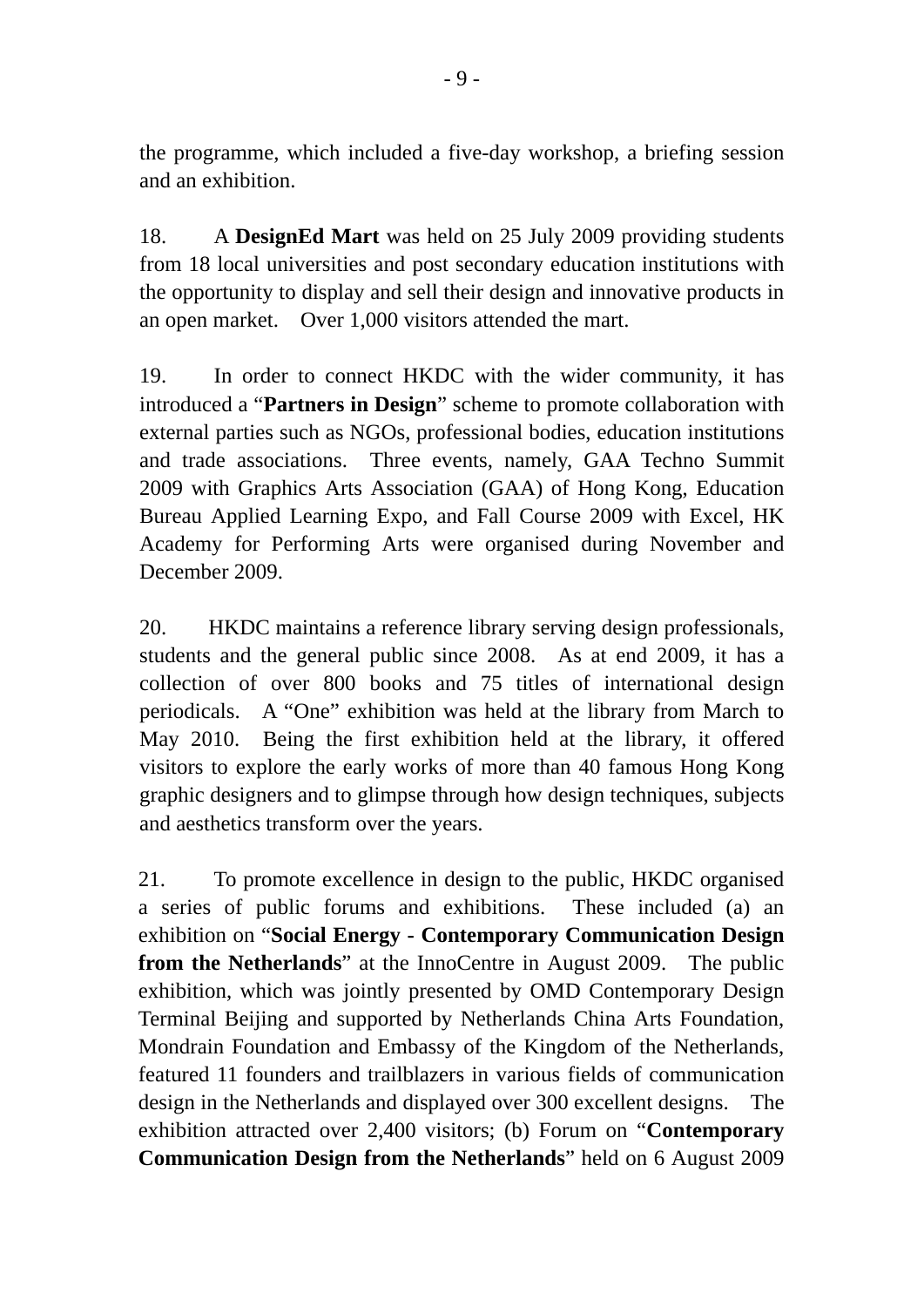the programme, which included a five-day workshop, a briefing session and an exhibition.

18. A **DesignEd Mart** was held on 25 July 2009 providing students from 18 local universities and post secondary education institutions with the opportunity to display and sell their design and innovative products in an open market. Over 1,000 visitors attended the mart.

19. In order to connect HKDC with the wider community, it has introduced a "**Partners in Design**" scheme to promote collaboration with external parties such as NGOs, professional bodies, education institutions and trade associations. Three events, namely, GAA Techno Summit 2009 with Graphics Arts Association (GAA) of Hong Kong, Education Bureau Applied Learning Expo, and Fall Course 2009 with Excel, HK Academy for Performing Arts were organised during November and December 2009.

20. HKDC maintains a reference library serving design professionals, students and the general public since 2008. As at end 2009, it has a collection of over 800 books and 75 titles of international design periodicals. A "One" exhibition was held at the library from March to May 2010. Being the first exhibition held at the library, it offered visitors to explore the early works of more than 40 famous Hong Kong graphic designers and to glimpse through how design techniques, subjects and aesthetics transform over the years.

21. To promote excellence in design to the public, HKDC organised a series of public forums and exhibitions. These included (a) an exhibition on "**Social Energy - Contemporary Communication Design from the Netherlands**" at the InnoCentre in August 2009. The public exhibition, which was jointly presented by OMD Contemporary Design Terminal Beijing and supported by Netherlands China Arts Foundation, Mondrain Foundation and Embassy of the Kingdom of the Netherlands, featured 11 founders and trailblazers in various fields of communication design in the Netherlands and displayed over 300 excellent designs. The exhibition attracted over 2,400 visitors; (b) Forum on "**Contemporary Communication Design from the Netherlands**" held on 6 August 2009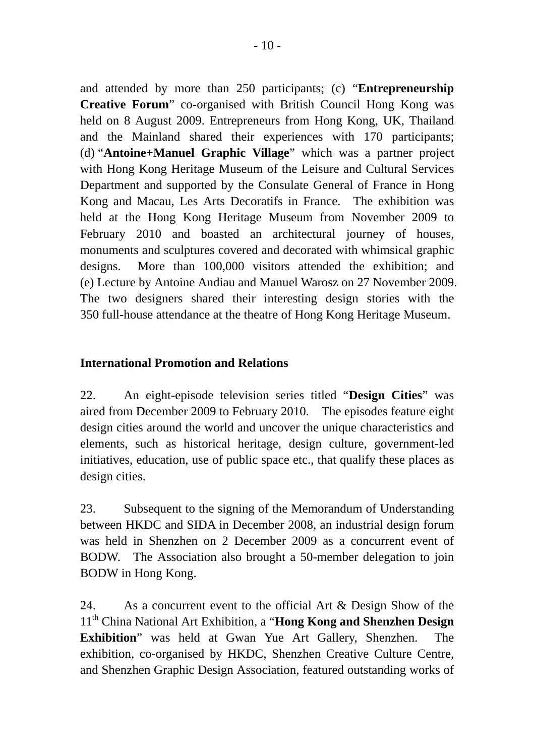and attended by more than 250 participants; (c) "**Entrepreneurship Creative Forum**" co-organised with British Council Hong Kong was held on 8 August 2009. Entrepreneurs from Hong Kong, UK, Thailand and the Mainland shared their experiences with 170 participants; (d) "**Antoine+Manuel Graphic Village**" which was a partner project with Hong Kong Heritage Museum of the Leisure and Cultural Services Department and supported by the Consulate General of France in Hong Kong and Macau, Les Arts Decoratifs in France. The exhibition was held at the Hong Kong Heritage Museum from November 2009 to February 2010 and boasted an architectural journey of houses, monuments and sculptures covered and decorated with whimsical graphic designs. More than 100,000 visitors attended the exhibition; and (e) Lecture by Antoine Andiau and Manuel Warosz on 27 November 2009. The two designers shared their interesting design stories with the 350 full-house attendance at the theatre of Hong Kong Heritage Museum.

**International Promotion and Relations**

22. An eight-episode television series titled "**Design Cities**" was aired from December 2009 to February 2010. The episodes feature eight design cities around the world and uncover the unique characteristics and elements, such as historical heritage, design culture, government-led initiatives, education, use of public space etc., that qualify these places as design cities.

23. Subsequent to the signing of the Memorandum of Understanding between HKDC and SIDA in December 2008, an industrial design forum was held in Shenzhen on 2 December 2009 as a concurrent event of BODW. The Association also brought a 50-member delegation to join BODW in Hong Kong.

24. As a concurrent event to the official Art & Design Show of the 11th China National Art Exhibition, a "**Hong Kong and Shenzhen Design Exhibition**" was held at Gwan Yue Art Gallery, Shenzhen. The exhibition, co-organised by HKDC, Shenzhen Creative Culture Centre, and Shenzhen Graphic Design Association, featured outstanding works of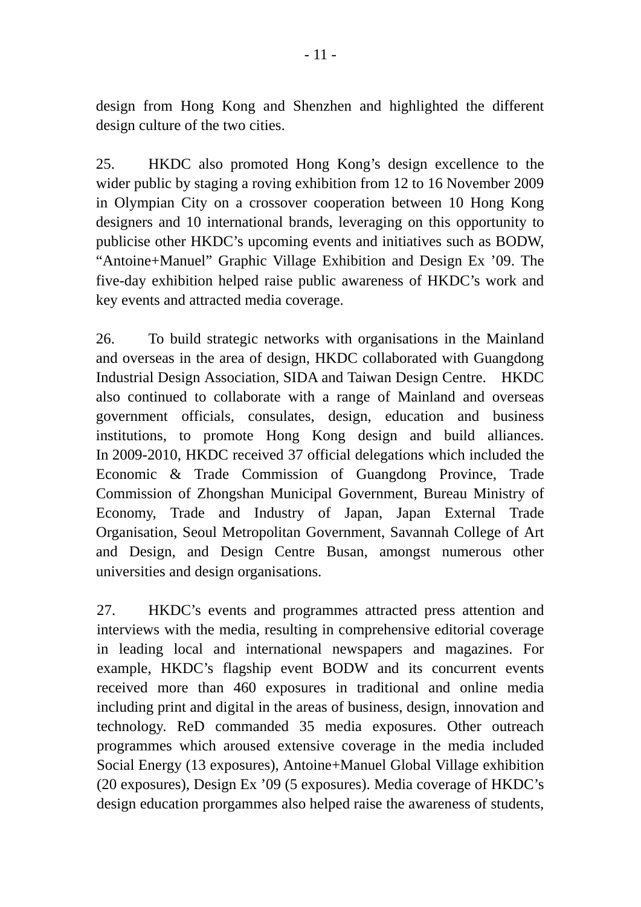design from Hong Kong and Shenzhen and highlighted the different design culture of the two cities.

25. HKDC also promoted Hong Kong's design excellence to the wider public by staging a roving exhibition from 12 to 16 November 2009 in Olympian City on a crossover cooperation between 10 Hong Kong designers and 10 international brands, leveraging on this opportunity to publicise other HKDC's upcoming events and initiatives such as BODW, "Antoine+Manuel" Graphic Village Exhibition and Design Ex '09. The five-day exhibition helped raise public awareness of HKDC's work and key events and attracted media coverage.

26. To build strategic networks with organisations in the Mainland and overseas in the area of design, HKDC collaborated with Guangdong Industrial Design Association, SIDA and Taiwan Design Centre. HKDC also continued to collaborate with a range of Mainland and overseas government officials, consulates, design, education and business institutions, to promote Hong Kong design and build alliances. In 2009-2010, HKDC received 37 official delegations which included the Economic & Trade Commission of Guangdong Province, Trade Commission of Zhongshan Municipal Government, Bureau Ministry of Economy, Trade and Industry of Japan, Japan External Trade Organisation, Seoul Metropolitan Government, Savannah College of Art and Design, and Design Centre Busan, amongst numerous other universities and design organisations.

27. HKDC's events and programmes attracted press attention and interviews with the media, resulting in comprehensive editorial coverage in leading local and international newspapers and magazines. For example, HKDC's flagship event BODW and its concurrent events received more than 460 exposures in traditional and online media including print and digital in the areas of business, design, innovation and technology. ReD commanded 35 media exposures. Other outreach programmes which aroused extensive coverage in the media included Social Energy (13 exposures), Antoine+Manuel Global Village exhibition (20 exposures), Design Ex '09 (5 exposures). Media coverage of HKDC's design education prorgammes also helped raise the awareness of students,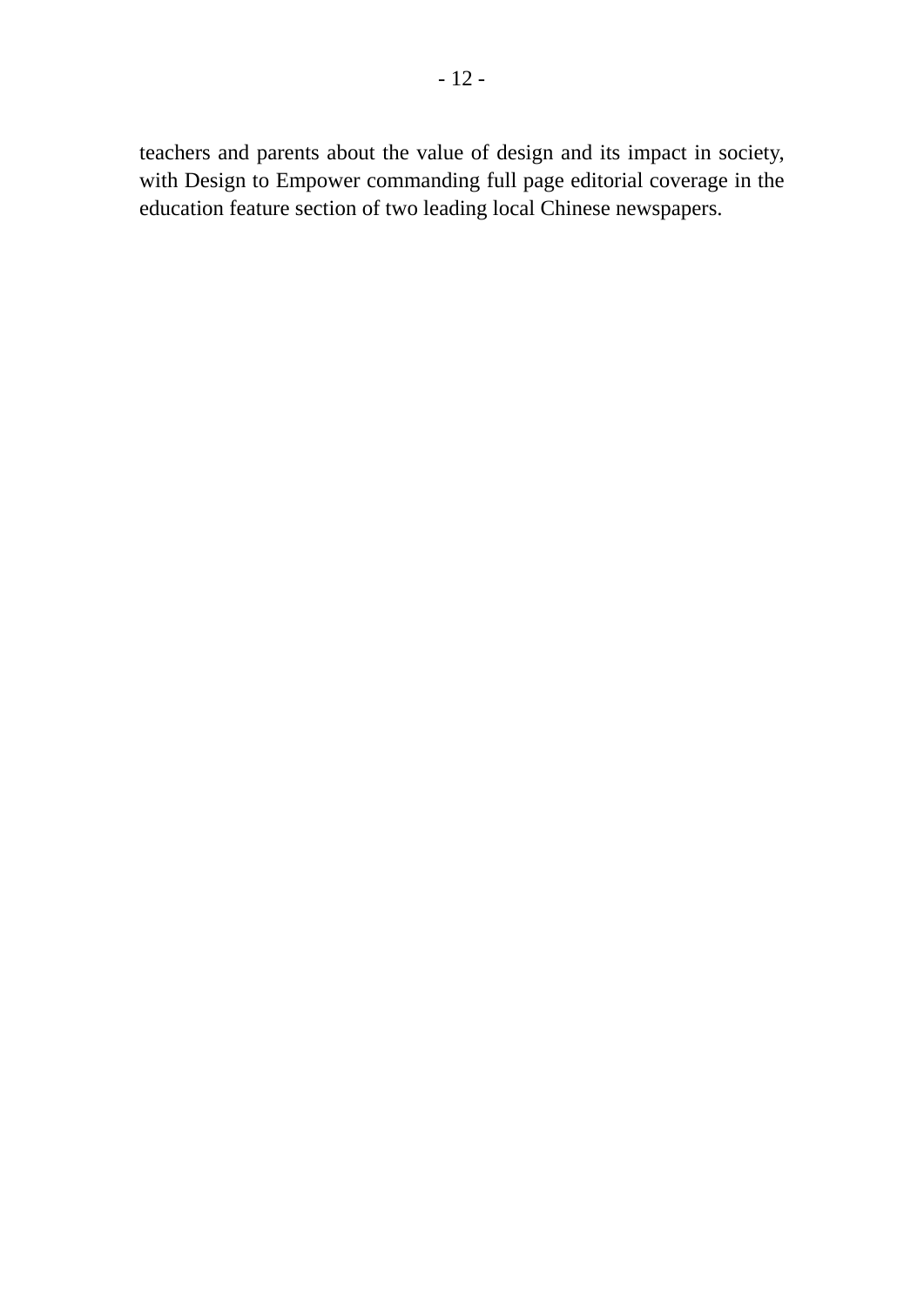teachers and parents about the value of design and its impact in society, with Design to Empower commanding full page editorial coverage in the education feature section of two leading local Chinese newspapers.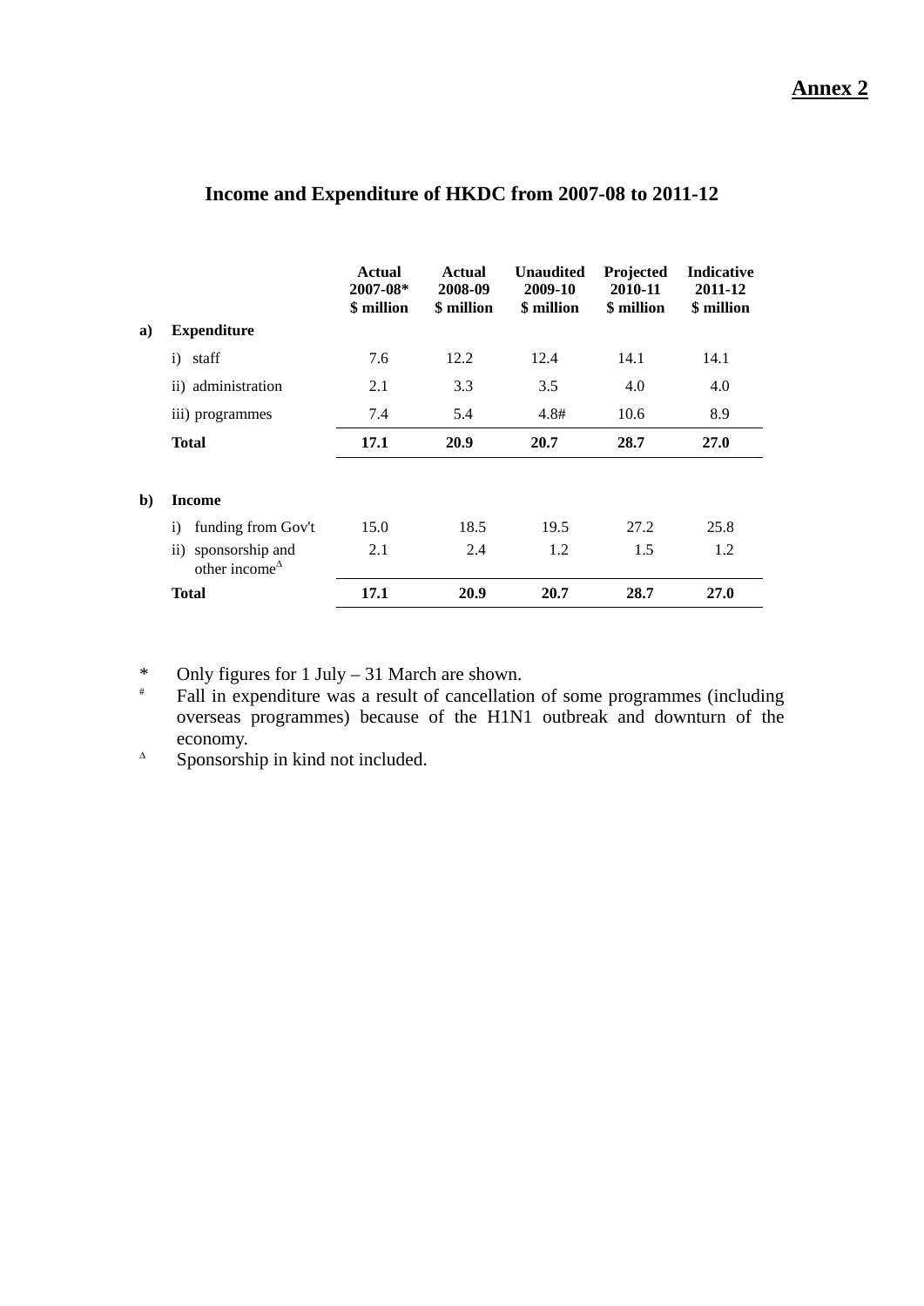**Annex 2**

## Income and Expenditure of HKDC from 2007-08 to 2011-12

| | | Actual 2007-08* $ million | Actual 2008-09 $ million | Unaudited 2009-10 $ million | Projected 2010-11 $ million | Indicative 2011-12 $ million |
|---|---|---|---|---|---|---|
| **a)** | **Expenditure** | | | | | |
| | i) staff | 7.6 | 12.2 | 12.4 | 14.1 | 14.1 |
| | ii) administration | 2.1 | 3.3 | 3.5 | 4.0 | 4.0 |
| | iii) programmes | 7.4 | 5.4 | 4.8# | 10.6 | 8.9 |
| | **Total** | **17.1** | **20.9** | **20.7** | **28.7** | **27.0** |
| **b)** | **Income** | | | | | |
| | i) funding from Gov't | 15.0 | 18.5 | 19.5 | 27.2 | 25.8 |
| | ii) sponsorship and other income[Δ] | 2.1 | 2.4 | 1.2 | 1.5 | 1.2 |
| | **Total** | **17.1** | **20.9** | **20.7** | **28.7** | **27.0** |

\* Only figures for 1 July – 31 March are shown.

[#] Fall in expenditure was a result of cancellation of some programmes (including overseas programmes) because of the H1N1 outbreak and downturn of the economy.

[Δ] Sponsorship in kind not included.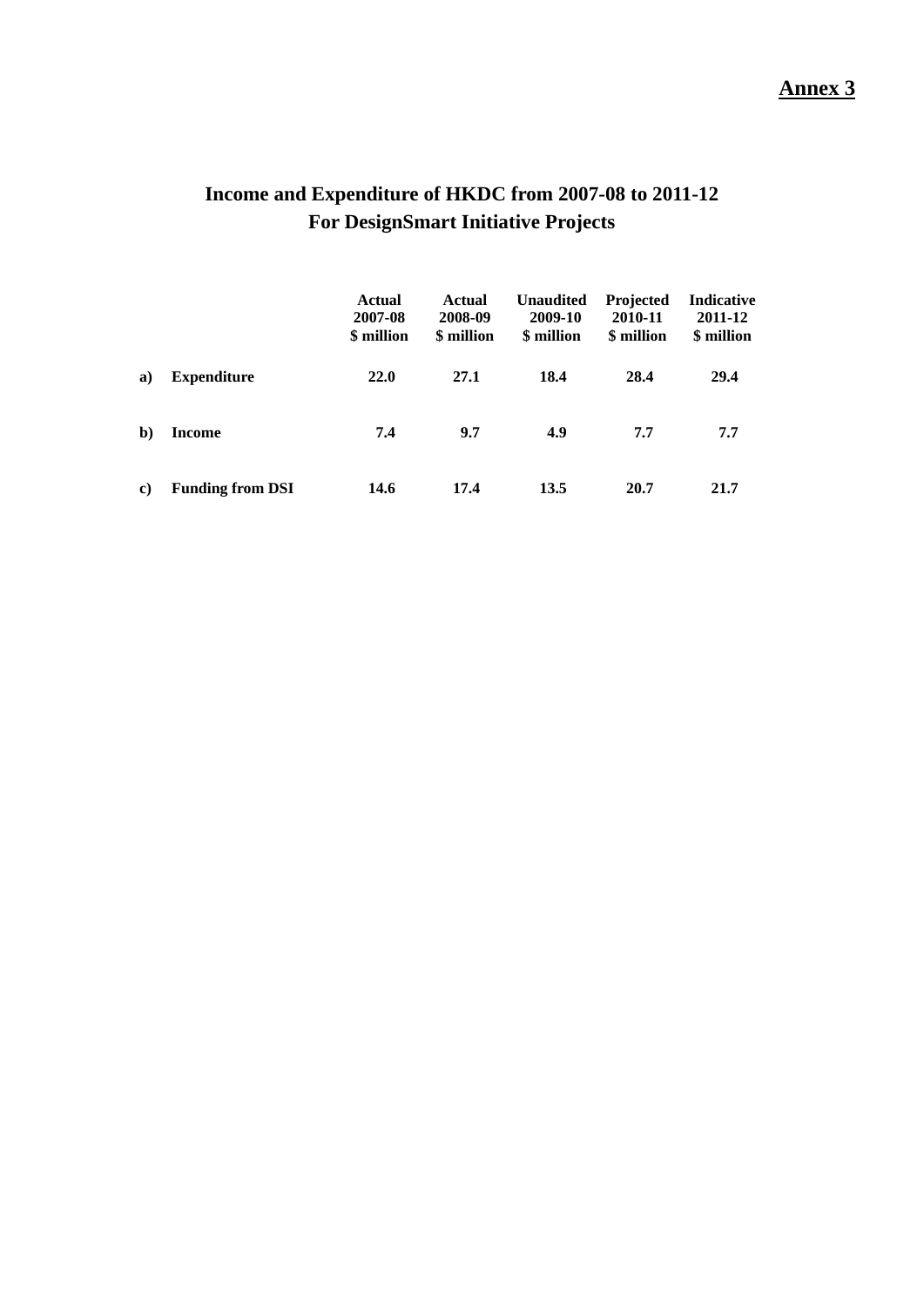**Annex 3**

# Income and Expenditure of HKDC from 2007-08 to 2011-12 For DesignSmart Initiative Projects

| | | Actual 2007-08 \$ million | Actual 2008-09 \$ million | Unaudited 2009-10 \$ million | Projected 2010-11 \$ million | Indicative 2011-12 \$ million |
|---|---|---|---|---|---|---|
| a) | Expenditure | 22.0 | 27.1 | 18.4 | 28.4 | 29.4 |
| b) | Income | 7.4 | 9.7 | 4.9 | 7.7 | 7.7 |
| c) | Funding from DSI | 14.6 | 17.4 | 13.5 | 20.7 | 21.7 |